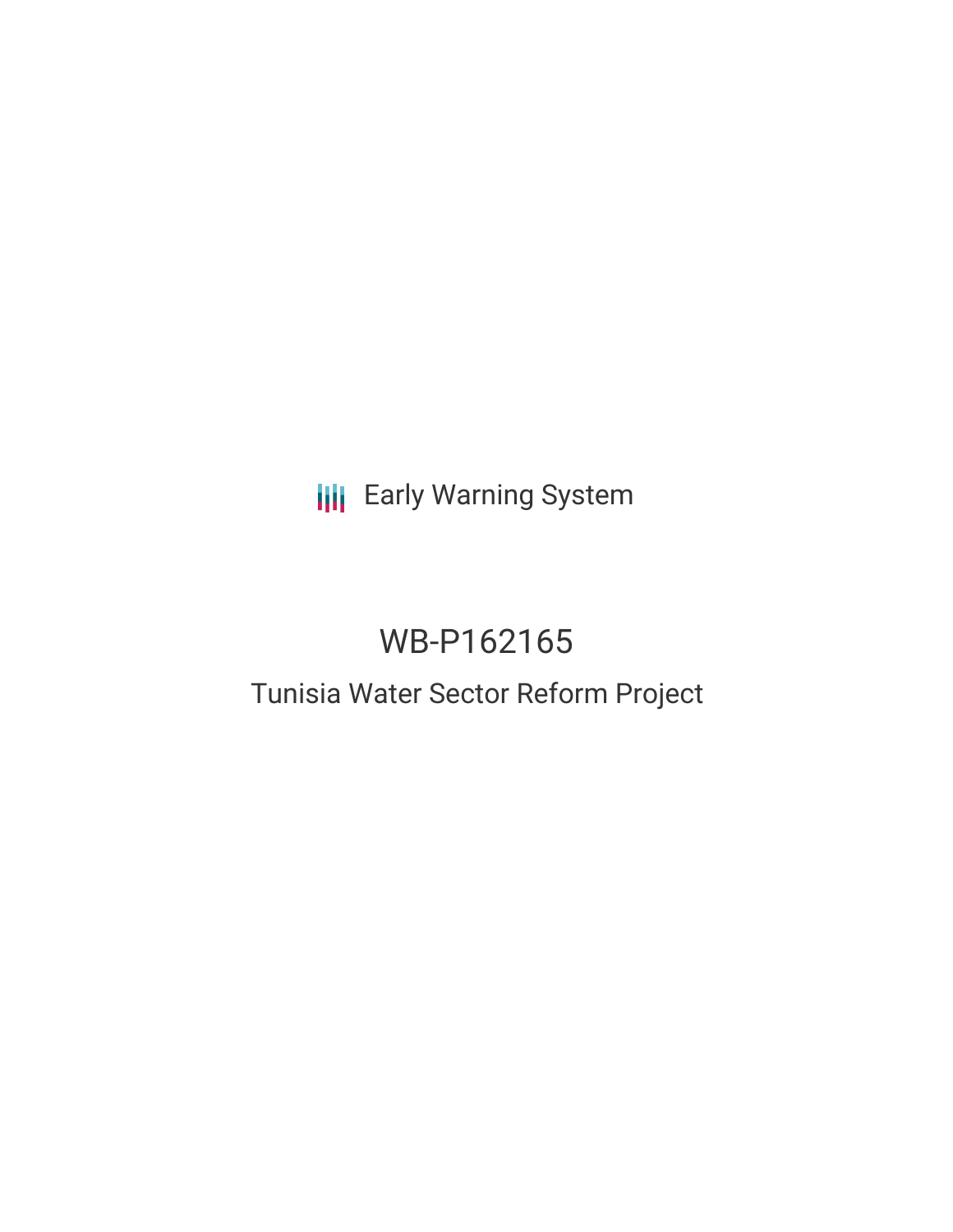Early Warning System

# WB-P162165

## Tunisia Water Sector Reform Project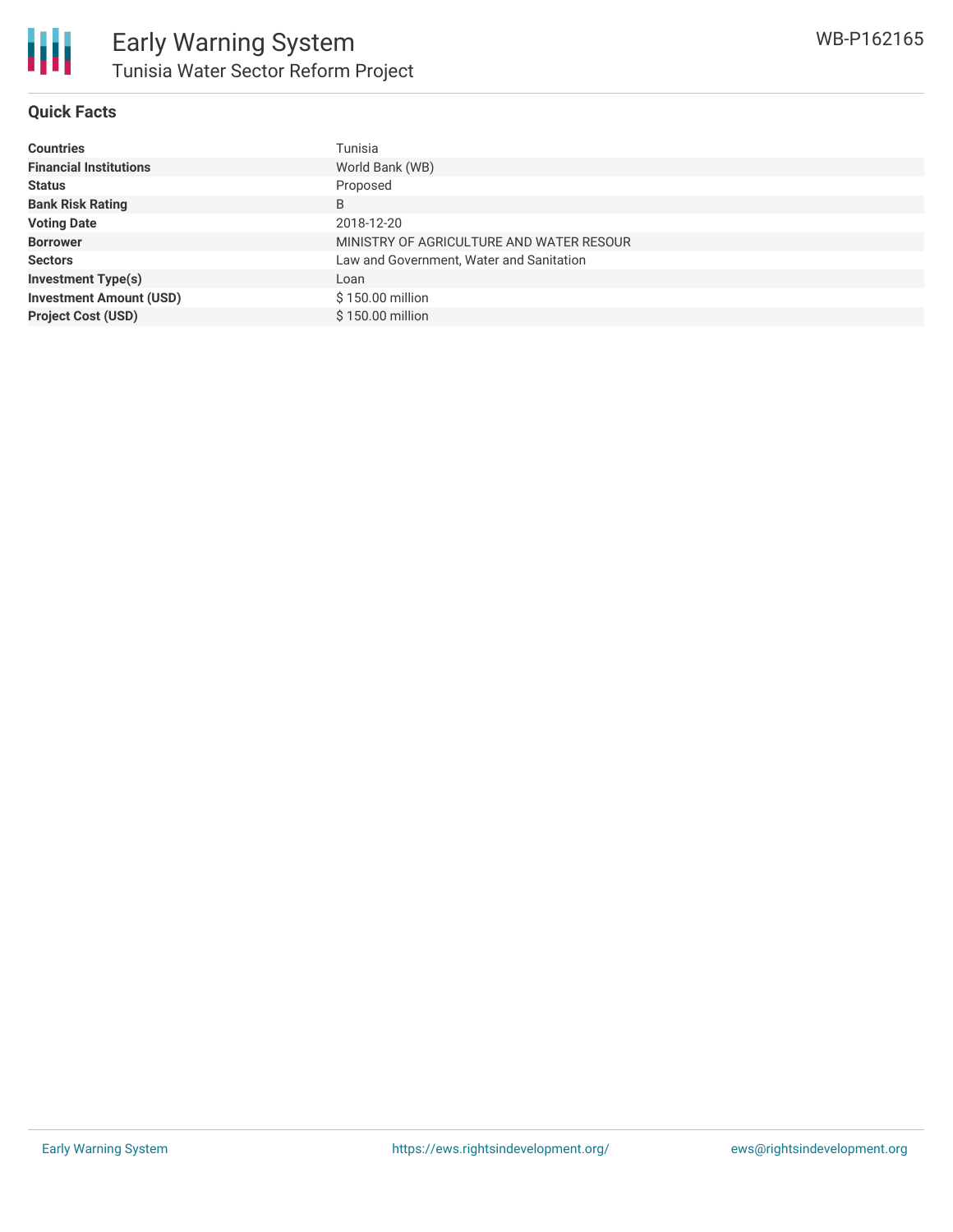## Quick Facts

| | |
|---|---|
| **Countries** | Tunisia |
| **Financial Institutions** | World Bank (WB) |
| **Status** | Proposed |
| **Bank Risk Rating** | B |
| **Voting Date** | 2018-12-20 |
| **Borrower** | MINISTRY OF AGRICULTURE AND WATER RESOUR |
| **Sectors** | Law and Government, Water and Sanitation |
| **Investment Type(s)** | Loan |
| **Investment Amount (USD)** | $ 150.00 million |
| **Project Cost (USD)** | $ 150.00 million |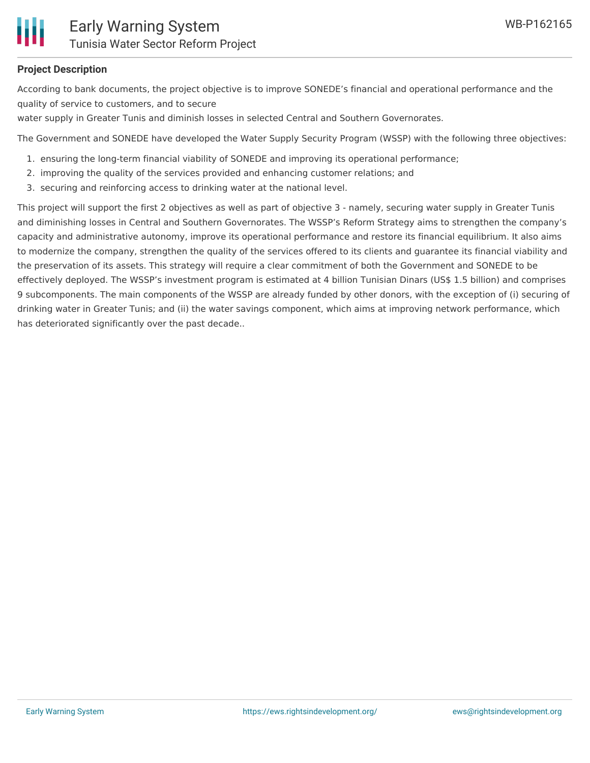**Project Description**

According to bank documents, the project objective is to improve SONEDE’s financial and operational performance and the quality of service to customers, and to secure
water supply in Greater Tunis and diminish losses in selected Central and Southern Governorates.

The Government and SONEDE have developed the Water Supply Security Program (WSSP) with the following three objectives:

1. ensuring the long-term financial viability of SONEDE and improving its operational performance;
2. improving the quality of the services provided and enhancing customer relations; and
3. securing and reinforcing access to drinking water at the national level.

This project will support the first 2 objectives as well as part of objective 3 - namely, securing water supply in Greater Tunis and diminishing losses in Central and Southern Governorates. The WSSP’s Reform Strategy aims to strengthen the company’s capacity and administrative autonomy, improve its operational performance and restore its financial equilibrium. It also aims to modernize the company, strengthen the quality of the services offered to its clients and guarantee its financial viability and the preservation of its assets. This strategy will require a clear commitment of both the Government and SONEDE to be effectively deployed. The WSSP’s investment program is estimated at 4 billion Tunisian Dinars (US$ 1.5 billion) and comprises 9 subcomponents. The main components of the WSSP are already funded by other donors, with the exception of (i) securing of drinking water in Greater Tunis; and (ii) the water savings component, which aims at improving network performance, which has deteriorated significantly over the past decade..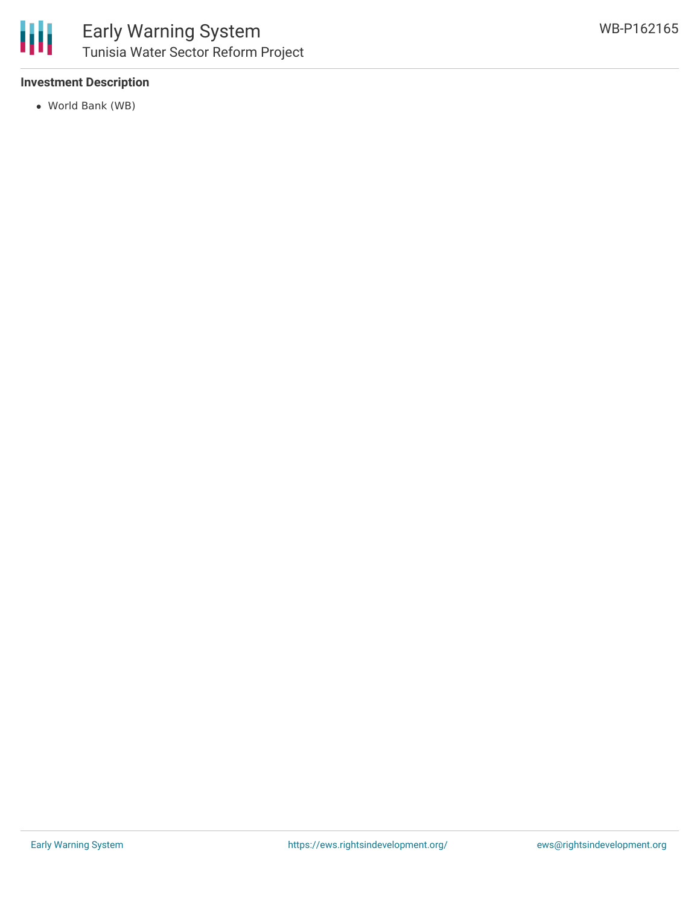**Investment Description**

- World Bank (WB)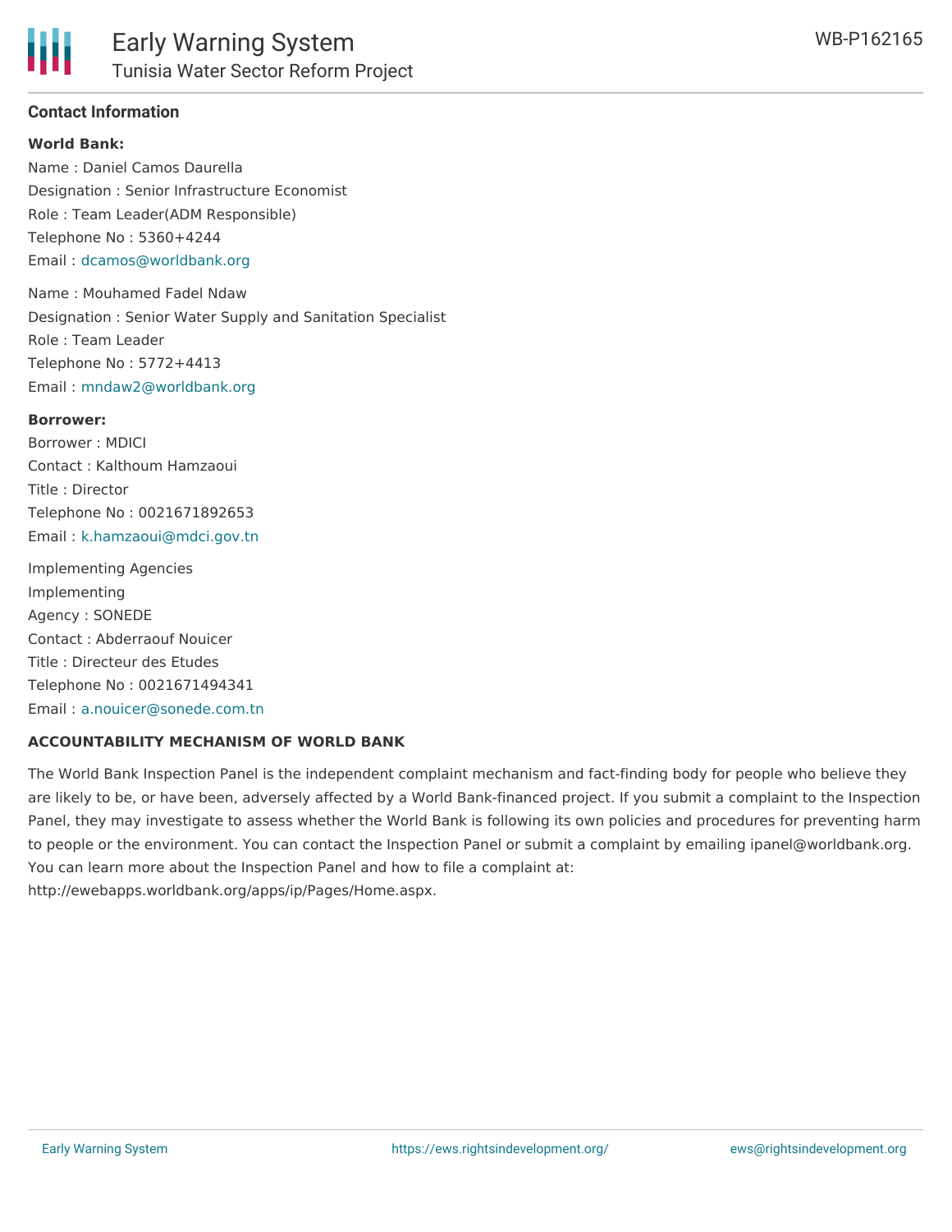## Contact Information

**World Bank:**

Name : Daniel Camos Daurella
Designation : Senior Infrastructure Economist
Role : Team Leader(ADM Responsible)
Telephone No : 5360+4244
Email : dcamos@worldbank.org

Name : Mouhamed Fadel Ndaw
Designation : Senior Water Supply and Sanitation Specialist
Role : Team Leader
Telephone No : 5772+4413
Email : mndaw2@worldbank.org

**Borrower:**

Borrower : MDICI
Contact : Kalthoum Hamzaoui
Title : Director
Telephone No : 0021671892653
Email : k.hamzaoui@mdci.gov.tn

Implementing Agencies
Implementing
Agency : SONEDE
Contact : Abderraouf Nouicer
Title : Directeur des Etudes
Telephone No : 0021671494341
Email : a.nouicer@sonede.com.tn

**ACCOUNTABILITY MECHANISM OF WORLD BANK**

The World Bank Inspection Panel is the independent complaint mechanism and fact-finding body for people who believe they are likely to be, or have been, adversely affected by a World Bank-financed project. If you submit a complaint to the Inspection Panel, they may investigate to assess whether the World Bank is following its own policies and procedures for preventing harm to people or the environment. You can contact the Inspection Panel or submit a complaint by emailing ipanel@worldbank.org. You can learn more about the Inspection Panel and how to file a complaint at: http://ewebapps.worldbank.org/apps/ip/Pages/Home.aspx.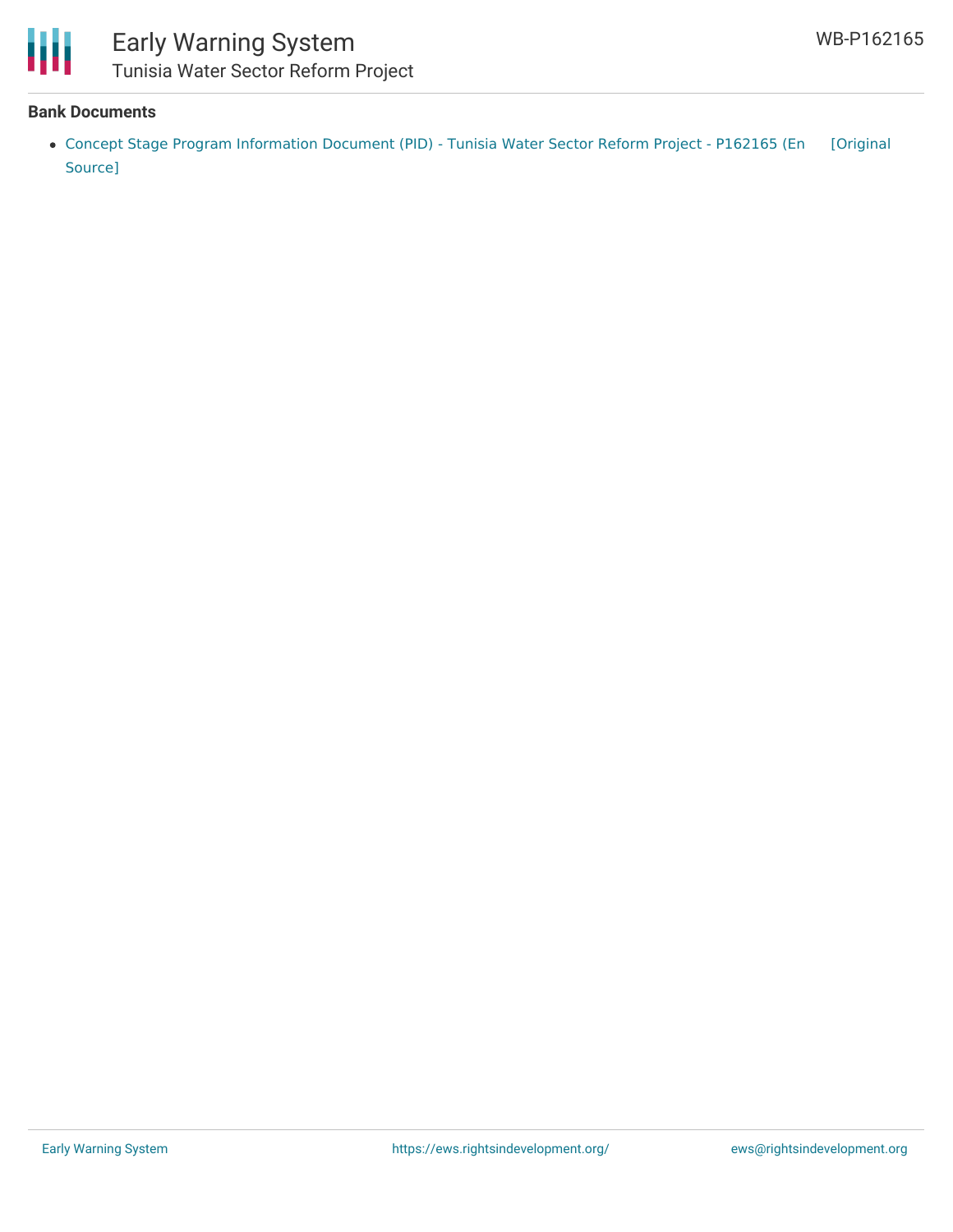**Bank Documents**

- Concept Stage Program Information Document (PID) - Tunisia Water Sector Reform Project - P162165 (En [Original Source]